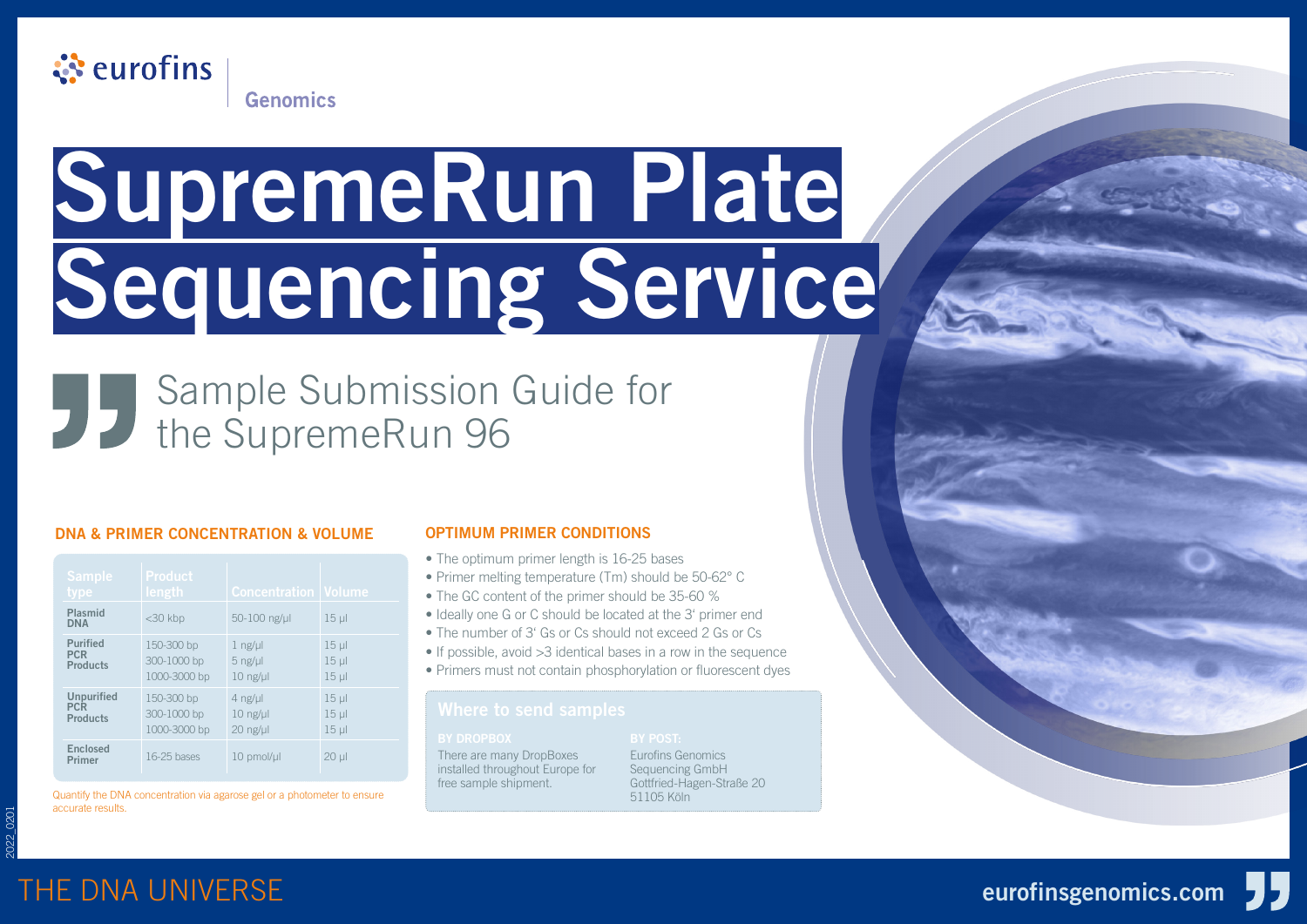eurofins Genomics

# SupremeRun Plate Sequencing Service

## Sample Submission Guide for the SupremeRun 96

### DNA & PRIMER CONCENTRATION & VOLUME

| Sample type | Product length | Concentration | Volume |
|---|---|---|---|
| Plasmid DNA | <30 kbp | 50-100 ng/µl | 15 µl |
| Purified PCR Products | 150-300 bp | 1 ng/µl | 15 µl |
| | 300-1000 bp | 5 ng/µl | 15 µl |
| | 1000-3000 bp | 10 ng/µl | 15 µl |
| Unpurified PCR Products | 150-300 bp | 4 ng/µl | 15 µl |
| | 300-1000 bp | 10 ng/µl | 15 µl |
| | 1000-3000 bp | 20 ng/µl | 15 µl |
| Enclosed Primer | 16-25 bases | 10 pmol/µl | 20 µl |

Quantify the DNA concentration via agarose gel or a photometer to ensure accurate results.

### OPTIMUM PRIMER CONDITIONS

- The optimum primer length is 16-25 bases
- Primer melting temperature (Tm) should be 50-62° C
- The GC content of the primer should be 35-60 %
- Ideally one G or C should be located at the 3' primer end
- The number of 3' Gs or Cs should not exceed 2 Gs or Cs
- If possible, avoid >3 identical bases in a row in the sequence
- Primers must not contain phosphorylation or fluorescent dyes

### Where to send samples

**BY DROPBOX**

There are many DropBoxes installed throughout Europe for free sample shipment.

**BY POST:**

Eurofins Genomics
Sequencing GmbH
Gottfried-Hagen-Straße 20
51105 Köln

2022_0201

THE DNA UNIVERSE

eurofinsgenomics.com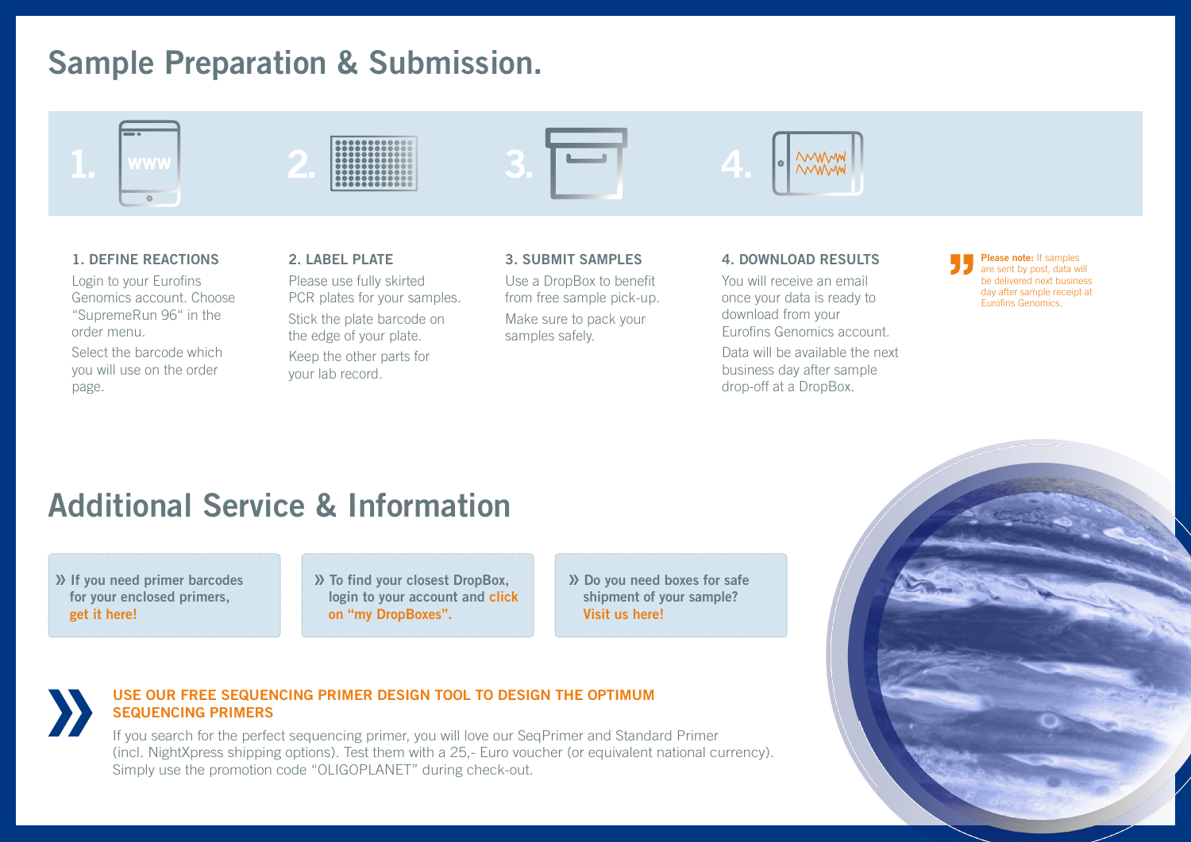# Sample Preparation & Submission.

### 1. DEFINE REACTIONS

Login to your Eurofins Genomics account. Choose “SupremeRun 96“ in the order menu.

Select the barcode which you will use on the order page.

### 2. LABEL PLATE

Please use fully skirted PCR plates for your samples.

Stick the plate barcode on the edge of your plate.

Keep the other parts for your lab record.

### 3. SUBMIT SAMPLES

Use a DropBox to benefit from free sample pick-up.

Make sure to pack your samples safely.

### 4. DOWNLOAD RESULTS

You will receive an email once your data is ready to download from your Eurofins Genomics account.

Data will be available the next business day after sample drop-off at a DropBox.

**Please note:** If samples are sent by post, data will be delivered next business day after sample receipt at Eurofins Genomics.

# Additional Service & Information

» **If you need primer barcodes for your enclosed primers, get it here!**

» **To find your closest DropBox, login to your account and click on “my DropBoxes”.**

» **Do you need boxes for safe shipment of your sample? Visit us here!**

**USE OUR FREE SEQUENCING PRIMER DESIGN TOOL TO DESIGN THE OPTIMUM SEQUENCING PRIMERS**

If you search for the perfect sequencing primer, you will love our SeqPrimer and Standard Primer (incl. NightXpress shipping options). Test them with a 25,- Euro voucher (or equivalent national currency). Simply use the promotion code “OLIGOPLANET” during check-out.